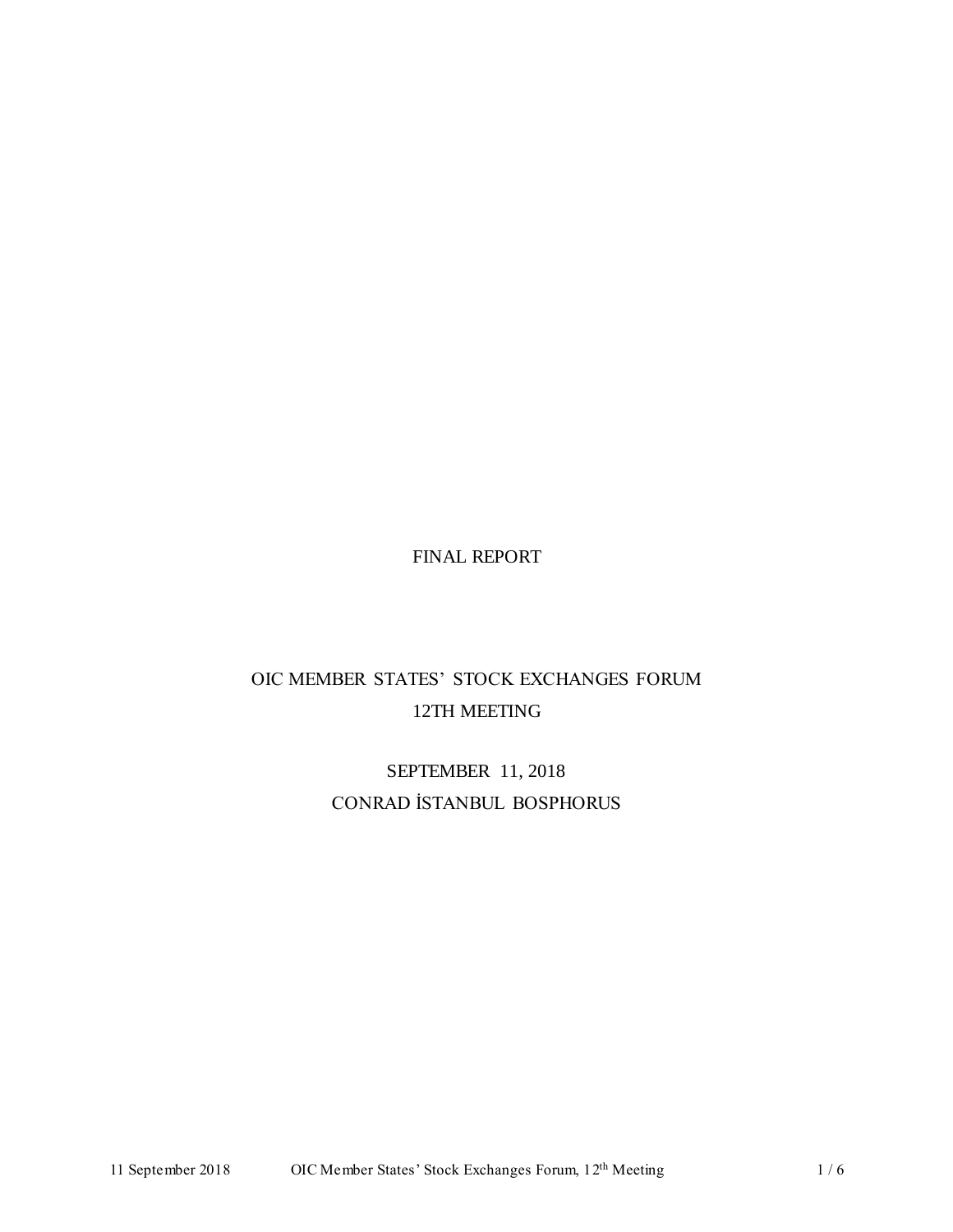# FINAL REPORT

## OIC MEMBER STATES' STOCK EXCHANGES FORUM
## 12TH MEETING

SEPTEMBER 11, 2018

CONRAD İSTANBUL BOSPHORUS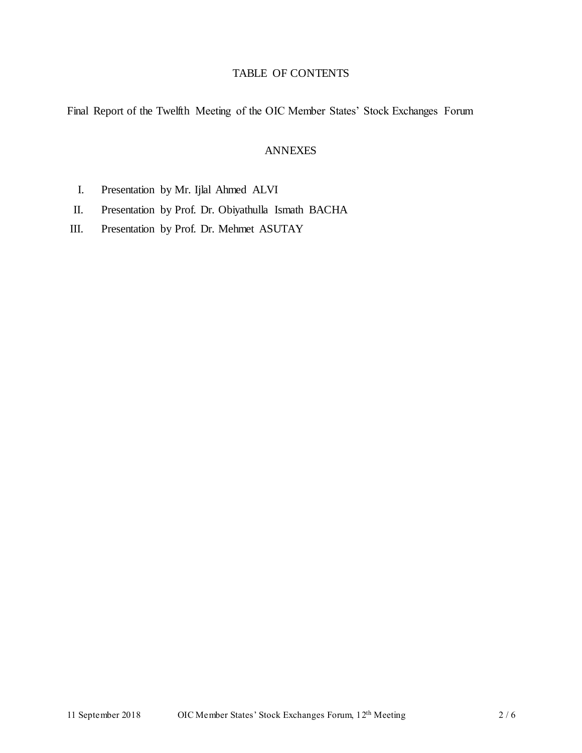# TABLE OF CONTENTS

Final Report of the Twelfth Meeting of the OIC Member States' Stock Exchanges Forum

## ANNEXES

I. Presentation by Mr. Ijlal Ahmed ALVI

II. Presentation by Prof. Dr. Obiyathulla Ismath BACHA

III. Presentation by Prof. Dr. Mehmet ASUTAY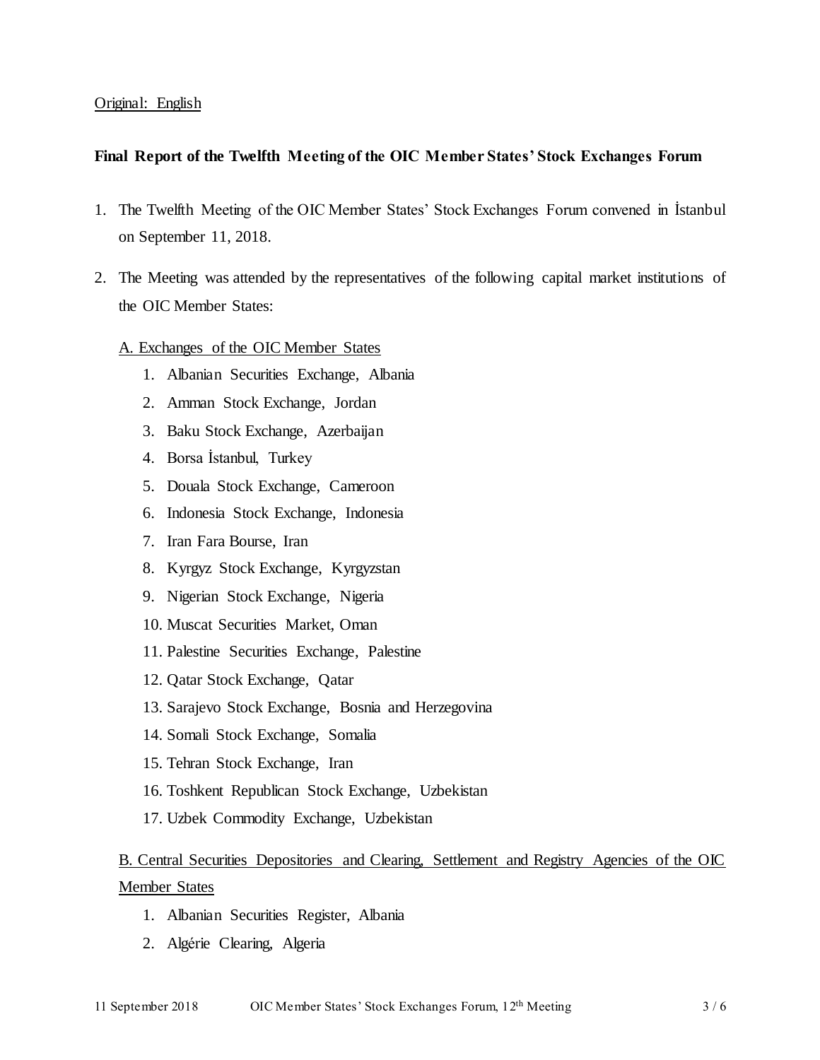Original: English

**Final Report of the Twelfth Meeting of the OIC Member States' Stock Exchanges Forum**

1. The Twelfth Meeting of the OIC Member States' Stock Exchanges Forum convened in İstanbul on September 11, 2018.

2. The Meeting was attended by the representatives of the following capital market institutions of the OIC Member States:

   A. Exchanges of the OIC Member States

   1. Albanian Securities Exchange, Albania
   2. Amman Stock Exchange, Jordan
   3. Baku Stock Exchange, Azerbaijan
   4. Borsa İstanbul, Turkey
   5. Douala Stock Exchange, Cameroon
   6. Indonesia Stock Exchange, Indonesia
   7. Iran Fara Bourse, Iran
   8. Kyrgyz Stock Exchange, Kyrgyzstan
   9. Nigerian Stock Exchange, Nigeria
   10. Muscat Securities Market, Oman
   11. Palestine Securities Exchange, Palestine
   12. Qatar Stock Exchange, Qatar
   13. Sarajevo Stock Exchange, Bosnia and Herzegovina
   14. Somali Stock Exchange, Somalia
   15. Tehran Stock Exchange, Iran
   16. Toshkent Republican Stock Exchange, Uzbekistan
   17. Uzbek Commodity Exchange, Uzbekistan

   B. Central Securities Depositories and Clearing, Settlement and Registry Agencies of the OIC Member States

   1. Albanian Securities Register, Albania
   2. Algérie Clearing, Algeria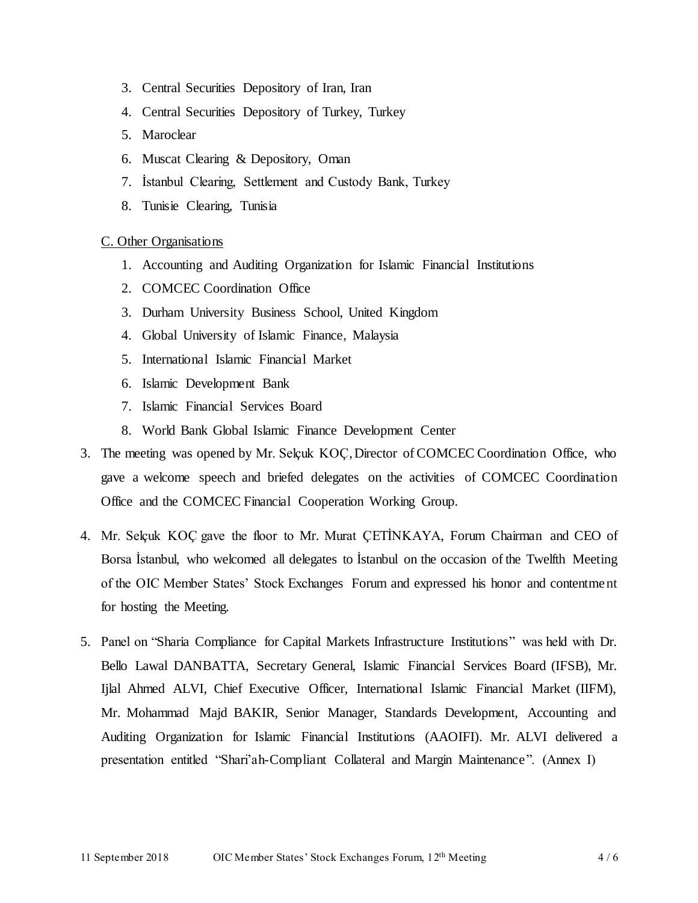3. Central Securities Depository of Iran, Iran
4. Central Securities Depository of Turkey, Turkey
5. Maroclear
6. Muscat Clearing & Depository, Oman
7. İstanbul Clearing, Settlement and Custody Bank, Turkey
8. Tunisie Clearing, Tunisia

C. Other Organisations

1. Accounting and Auditing Organization for Islamic Financial Institutions
2. COMCEC Coordination Office
3. Durham University Business School, United Kingdom
4. Global University of Islamic Finance, Malaysia
5. International Islamic Financial Market
6. Islamic Development Bank
7. Islamic Financial Services Board
8. World Bank Global Islamic Finance Development Center

3. The meeting was opened by Mr. Selçuk KOÇ, Director of COMCEC Coordination Office, who gave a welcome speech and briefed delegates on the activities of COMCEC Coordination Office and the COMCEC Financial Cooperation Working Group.

4. Mr. Selçuk KOÇ gave the floor to Mr. Murat ÇETİNKAYA, Forum Chairman and CEO of Borsa İstanbul, who welcomed all delegates to İstanbul on the occasion of the Twelfth Meeting of the OIC Member States' Stock Exchanges Forum and expressed his honor and contentment for hosting the Meeting.

5. Panel on "Sharia Compliance for Capital Markets Infrastructure Institutions" was held with Dr. Bello Lawal DANBATTA, Secretary General, Islamic Financial Services Board (IFSB), Mr. Ijlal Ahmed ALVI, Chief Executive Officer, International Islamic Financial Market (IIFM), Mr. Mohammad Majd BAKIR, Senior Manager, Standards Development, Accounting and Auditing Organization for Islamic Financial Institutions (AAOIFI). Mr. ALVI delivered a presentation entitled "Shari'ah-Compliant Collateral and Margin Maintenance". (Annex I)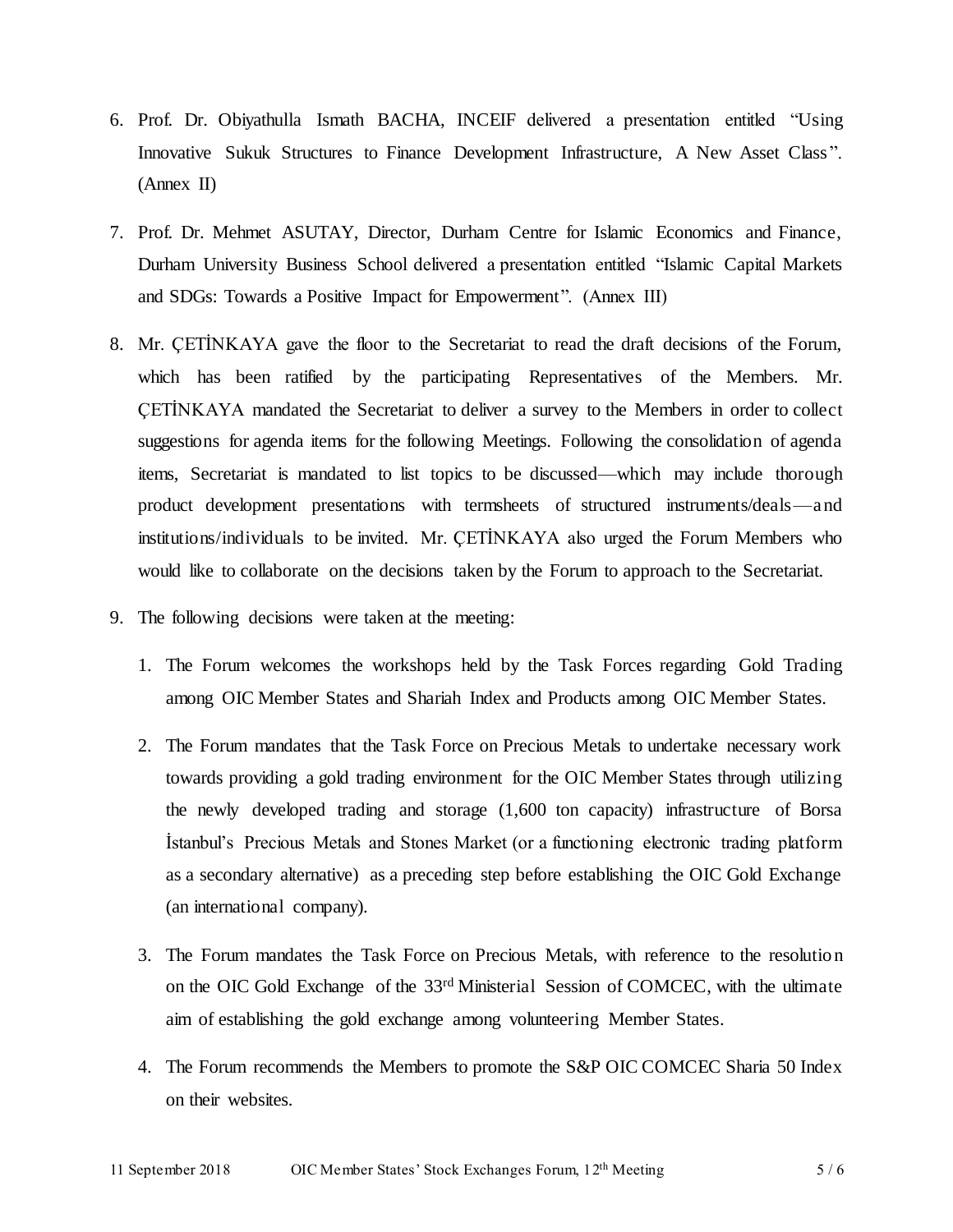6. Prof. Dr. Obiyathulla Ismath BACHA, INCEIF delivered a presentation entitled "Using Innovative Sukuk Structures to Finance Development Infrastructure, A New Asset Class". (Annex II)

7. Prof. Dr. Mehmet ASUTAY, Director, Durham Centre for Islamic Economics and Finance, Durham University Business School delivered a presentation entitled "Islamic Capital Markets and SDGs: Towards a Positive Impact for Empowerment". (Annex III)

8. Mr. ÇETİNKAYA gave the floor to the Secretariat to read the draft decisions of the Forum, which has been ratified by the participating Representatives of the Members. Mr. ÇETİNKAYA mandated the Secretariat to deliver a survey to the Members in order to collect suggestions for agenda items for the following Meetings. Following the consolidation of agenda items, Secretariat is mandated to list topics to be discussed—which may include thorough product development presentations with termsheets of structured instruments/deals—and institutions/individuals to be invited. Mr. ÇETİNKAYA also urged the Forum Members who would like to collaborate on the decisions taken by the Forum to approach to the Secretariat.

9. The following decisions were taken at the meeting:

   1. The Forum welcomes the workshops held by the Task Forces regarding Gold Trading among OIC Member States and Shariah Index and Products among OIC Member States.

   2. The Forum mandates that the Task Force on Precious Metals to undertake necessary work towards providing a gold trading environment for the OIC Member States through utilizing the newly developed trading and storage (1,600 ton capacity) infrastructure of Borsa İstanbul's Precious Metals and Stones Market (or a functioning electronic trading platform as a secondary alternative) as a preceding step before establishing the OIC Gold Exchange (an international company).

   3. The Forum mandates the Task Force on Precious Metals, with reference to the resolution on the OIC Gold Exchange of the 33rd Ministerial Session of COMCEC, with the ultimate aim of establishing the gold exchange among volunteering Member States.

   4. The Forum recommends the Members to promote the S&P OIC COMCEC Sharia 50 Index on their websites.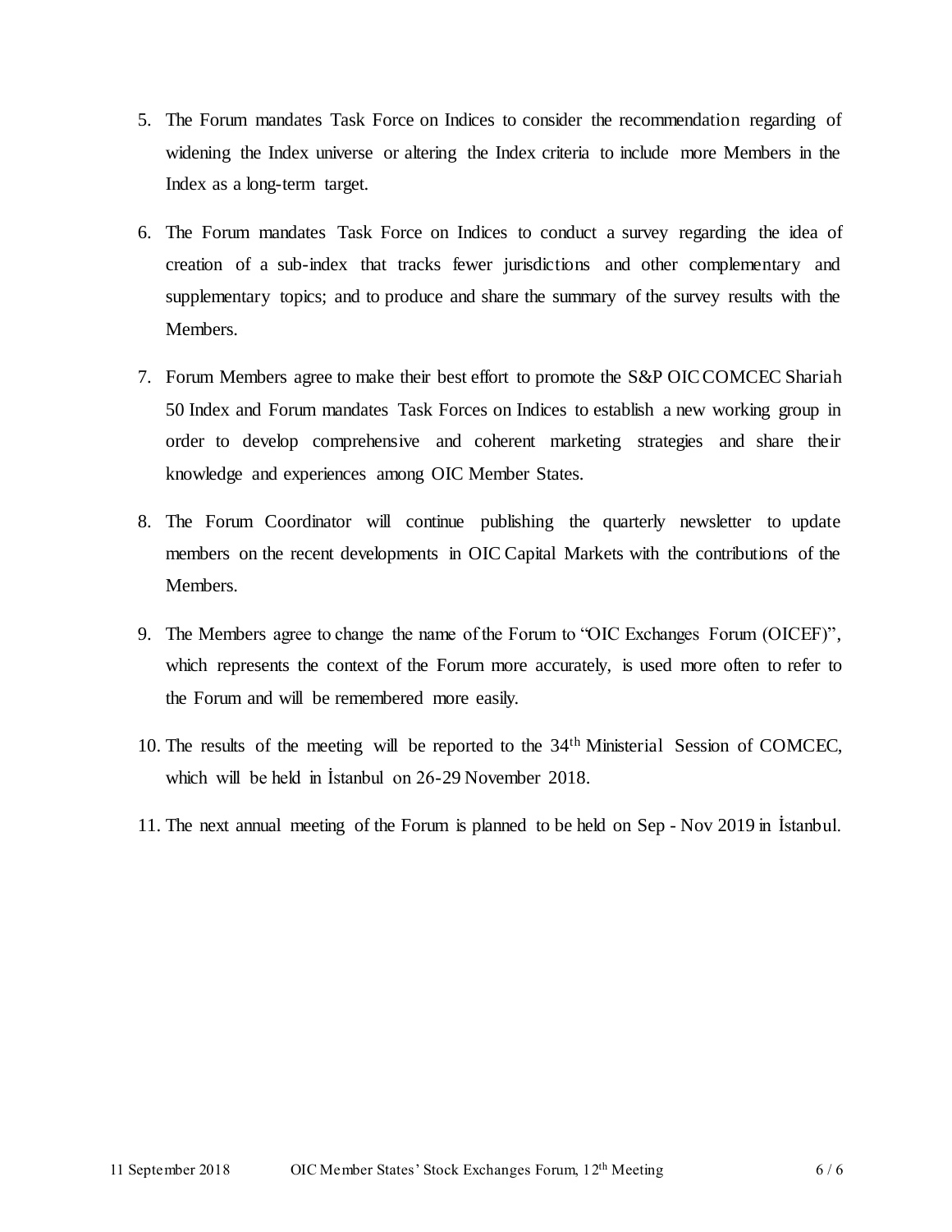5. The Forum mandates Task Force on Indices to consider the recommendation regarding of widening the Index universe or altering the Index criteria to include more Members in the Index as a long-term target.

6. The Forum mandates Task Force on Indices to conduct a survey regarding the idea of creation of a sub-index that tracks fewer jurisdictions and other complementary and supplementary topics; and to produce and share the summary of the survey results with the Members.

7. Forum Members agree to make their best effort to promote the S&P OIC COMCEC Shariah 50 Index and Forum mandates Task Forces on Indices to establish a new working group in order to develop comprehensive and coherent marketing strategies and share their knowledge and experiences among OIC Member States.

8. The Forum Coordinator will continue publishing the quarterly newsletter to update members on the recent developments in OIC Capital Markets with the contributions of the Members.

9. The Members agree to change the name of the Forum to "OIC Exchanges Forum (OICEF)", which represents the context of the Forum more accurately, is used more often to refer to the Forum and will be remembered more easily.

10. The results of the meeting will be reported to the 34th Ministerial Session of COMCEC, which will be held in İstanbul on 26-29 November 2018.

11. The next annual meeting of the Forum is planned to be held on Sep - Nov 2019 in İstanbul.